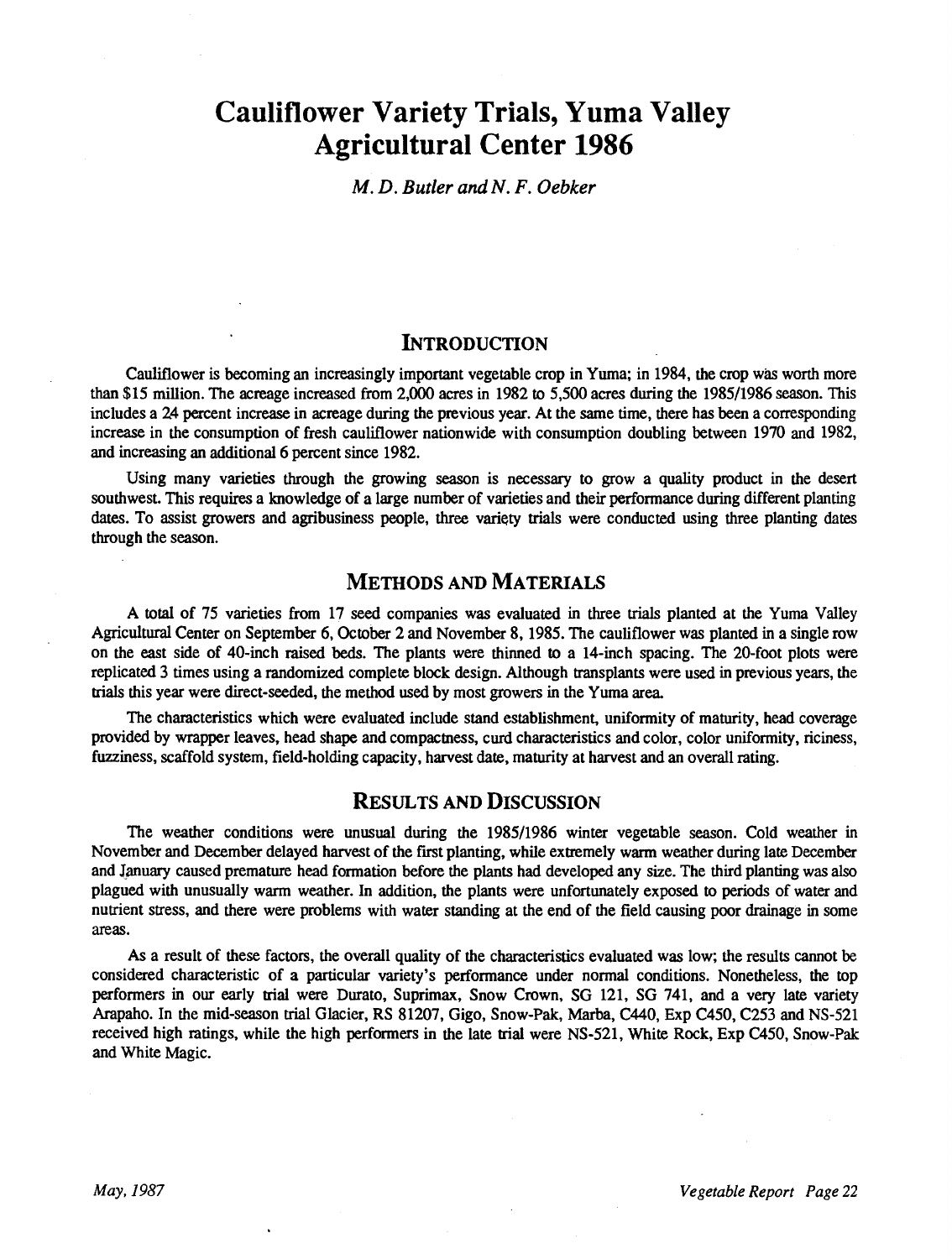# Cauliflower Variety Trials, Yuma Valley Agricultural Center 1986

*M. D. Butler and N. F. Oebker*

## Introduction

Cauliflower is becoming an increasingly important vegetable crop in Yuma; in 1984, the crop was worth more than $15 million. The acreage increased from 2,000 acres in 1982 to 5,500 acres during the 1985/1986 season. This includes a 24 percent increase in acreage during the previous year. At the same time, there has been a corresponding increase in the consumption of fresh cauliflower nationwide with consumption doubling between 1970 and 1982, and increasing an additional 6 percent since 1982.

Using many varieties through the growing season is necessary to grow a quality product in the desert southwest. This requires a knowledge of a large number of varieties and their performance during different planting dates. To assist growers and agribusiness people, three variety trials were conducted using three planting dates through the season.

## Methods and Materials

A total of 75 varieties from 17 seed companies was evaluated in three trials planted at the Yuma Valley Agricultural Center on September 6, October 2 and November 8, 1985. The cauliflower was planted in a single row on the east side of 40-inch raised beds. The plants were thinned to a 14-inch spacing. The 20-foot plots were replicated 3 times using a randomized complete block design. Although transplants were used in previous years, the trials this year were direct-seeded, the method used by most growers in the Yuma area.

The characteristics which were evaluated include stand establishment, uniformity of maturity, head coverage provided by wrapper leaves, head shape and compactness, curd characteristics and color, color uniformity, riciness, fuzziness, scaffold system, field-holding capacity, harvest date, maturity at harvest and an overall rating.

## Results and Discussion

The weather conditions were unusual during the 1985/1986 winter vegetable season. Cold weather in November and December delayed harvest of the first planting, while extremely warm weather during late December and January caused premature head formation before the plants had developed any size. The third planting was also plagued with unusually warm weather. In addition, the plants were unfortunately exposed to periods of water and nutrient stress, and there were problems with water standing at the end of the field causing poor drainage in some areas.

As a result of these factors, the overall quality of the characteristics evaluated was low; the results cannot be considered characteristic of a particular variety's performance under normal conditions. Nonetheless, the top performers in our early trial were Durato, Suprimax, Snow Crown, SG 121, SG 741, and a very late variety Arapaho. In the mid-season trial Glacier, RS 81207, Gigo, Snow-Pak, Marba, C440, Exp C450, C253 and NS-521 received high ratings, while the high performers in the late trial were NS-521, White Rock, Exp C450, Snow-Pak and White Magic.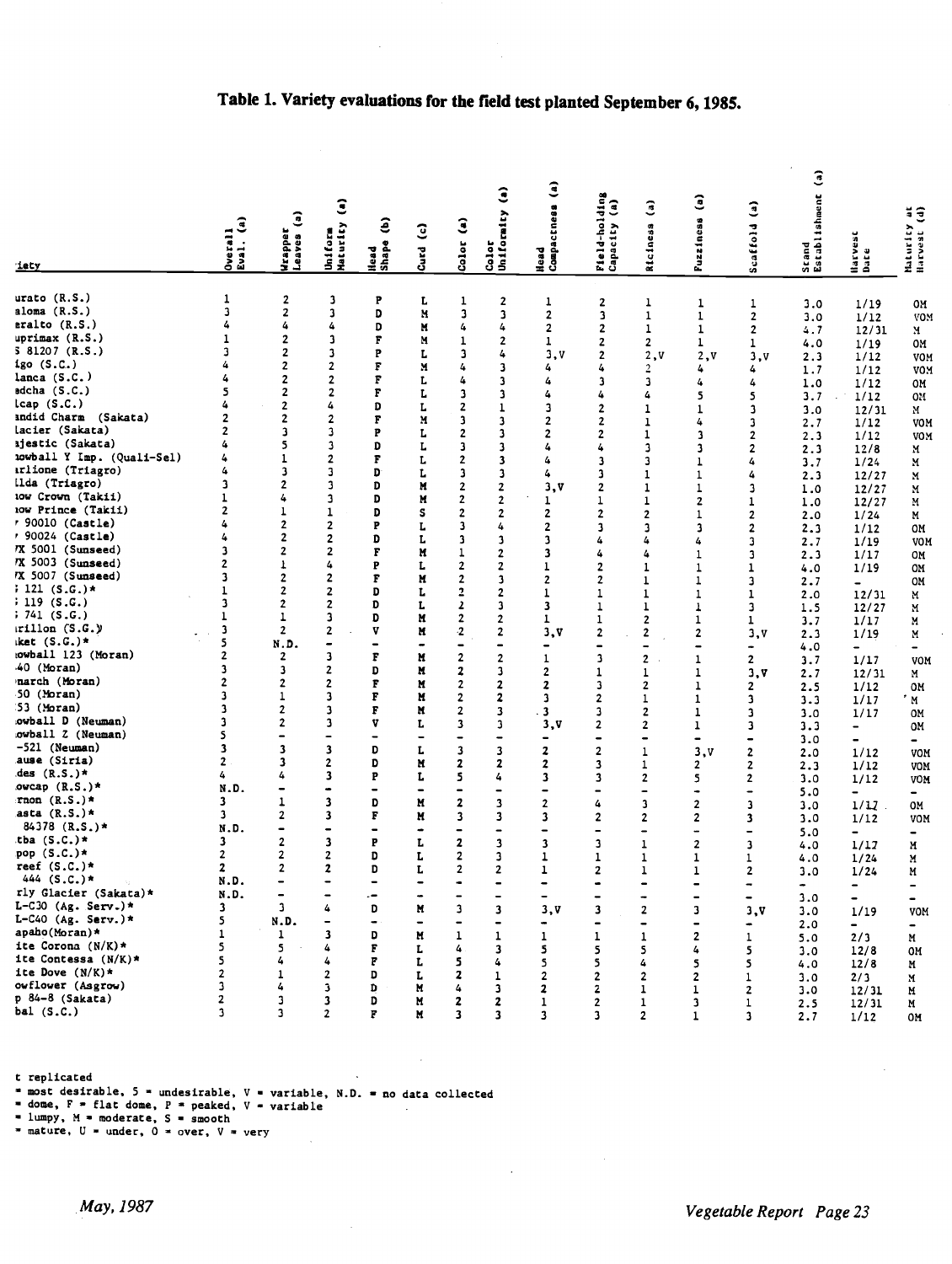# Table 1. Variety evaluations for the field test planted September 6, 1985.

| -iety | Overall Eval. (a) | Wrapper Leaves (a) | Uniform Maturity (a) | Head Shape (b) | Curd (c) | Color (a) | Color Uniformity (a) | Head Compactness (a) | Field-holding Capacity (a) | Riciness (a) | Fuzziness (a) | Scaffold (a) | Stand Establishment (a) | Harvest Date | Maturity at Harvest (d) |
|---|---|---|---|---|---|---|---|---|---|---|---|---|---|---|---|
| urato (R.S.) | 1 | 2 | 3 | P | L | 1 | 2 | 1 | 2 | 1 | 1 | 1 | 3.0 | 1/19 | OM |
| aloma (R.S.) | 3 | 2 | 3 | D | M | 3 | 3 | 2 | 3 | 1 | 1 | 2 | 3.0 | 1/12 | VOM |
| eralto (R.S.) | 4 | 4 | 4 | D | M | 4 | 4 | 2 | 2 | 1 | 1 | 2 | 4.7 | 12/31 | M |
| uprimax (R.S.) | 1 | 2 | 3 | F | M | 1 | 2 | 1 | 2 | 2 | 1 | 1 | 4.0 | 1/19 | OM |
| S 81207 (R.S.) | 3 | 2 | 3 | P | L | 3 | 4 | 3,V | 2 | 2,V | 2,V | 3,V | 2.3 | 1/12 | VOM |
| igo (S.C.) | 4 | 2 | 2 | F | M | 4 | 3 | 4 | 4 | 2 | 4 | 4 | 1.7 | 1/12 | VOM |
| lanca (S.C.) | 4 | 2 | 2 | F | L | 4 | 3 | 4 | 3 | 3 | 4 | 4 | 1.0 | 1/12 | OM |
| adcha (S.C.) | 5 | 2 | 2 | F | L | 3 | 3 | 4 | 4 | 4 | 5 | 5 | 3.7 | 1/12 | OM |
| lcap (S.C.) | 4 | 2 | 4 | D | L | 2 | 1 | 3 | 2 | 1 | 1 | 3 | 3.0 | 12/31 | M |
| andid Charm (Sakata) | 2 | 2 | 2 | F | M | 3 | 3 | 2 | 2 | 1 | 4 | 3 | 2.7 | 1/12 | VOM |
| lacier (Sakata) | 2 | 3 | 3 | P | L | 2 | 3 | 2 | 2 | 1 | 3 | 2 | 2.3 | 1/12 | VOM |
| ajestic (Sakata) | 4 | 5 | 3 | D | L | 3 | 3 | 4 | 4 | 3 | 3 | 2 | 2.3 | 12/8 | M |
| nowball Y Imp. (Quali-Sel) | 4 | 1 | 2 | F | L | 2 | 3 | 4 | 3 | 3 | 1 | 4 | 3.7 | 1/24 | M |
| arlione (Triagro) | 4 | 3 | 3 | D | L | 3 | 3 | 4 | 3 | 1 | 1 | 4 | 2.3 | 12/27 | M |
| ilda (Triagro) | 3 | 2 | 3 | D | M | 2 | 2 | 3,V | 2 | 1 | 1 | 3 | 1.0 | 12/27 | M |
| now Crown (Takii) | 1 | 4 | 3 | D | M | 2 | 2 | 1 | 1 | 1 | 2 | 1 | 1.0 | 12/27 | M |
| now Prince (Takii) | 2 | 1 | 1 | D | S | 2 | 2 | 2 | 2 | 2 | 1 | 2 | 2.0 | 1/24 | M |
| r 90010 (Castle) | 4 | 2 | 2 | P | L | 3 | 4 | 2 | 3 | 3 | 3 | 2 | 2.3 | 1/12 | OM |
| r 90024 (Castle) | 4 | 2 | 2 | D | L | 3 | 3 | 3 | 4 | 4 | 4 | 3 | 2.7 | 1/19 | VOM |
| TX 5001 (Sunseed) | 3 | 2 | 2 | F | M | 1 | 2 | 3 | 4 | 4 | 1 | 3 | 2.3 | 1/17 | OM |
| TX 5003 (Sunseed) | 2 | 1 | 4 | P | L | 2 | 2 | 1 | 2 | 1 | 1 | 1 | 4.0 | 1/19 | OM |
| TX 5007 (Sunseed) | 3 | 2 | 2 | F | M | 2 | 3 | 2 | 2 | 1 | 1 | 3 | 2.7 | - | OM |
| ; 121 (S.G.)* | 1 | 2 | 2 | D | L | 2 | 2 | 1 | 1 | 1 | 1 | 1 | 2.0 | 12/31 | M |
| ; 119 (S.G.) | 3 | 2 | 2 | D | L | 2 | 3 | 3 | 1 | 1 | 1 | 3 | 1.5 | 12/27 | M |
| ; 741 (S.G.) | 1 | 1 | 3 | D | M | 2 | 2 | 1 | 1 | 2 | 1 | 1 | 3.7 | 1/17 | M |
| arillon (S.G.) | 3 | 2 | 2 | V | M | 2 | 2 | 3,V | 2 | 2 | 2 | 3,V | 2.3 | 1/19 | M |
| iket (S.G.)* | 5 | N.D. | - | - | - | - | - | - | - | - | - | - | 4.0 | - | - |
| nowball 123 (Moran) | 2 | 2 | 3 | F | M | 2 | 2 | 1 | 3 | 2 | 1 | 2 | 3.7 | 1/17 | VOM |
| -40 (Moran) | 3 | 3 | 2 | D | M | 2 | 3 | 2 | 1 | 1 | 1 | 3,V | 2.7 | 12/31 | M |
| onarch (Moran) | 2 | 2 | 2 | F | M | 2 | 2 | 2 | 3 | 2 | 1 | 2 | 2.5 | 1/12 | OM |
| 50 (Moran) | 3 | 1 | 3 | F | M | 2 | 2 | 3 | 2 | 1 | 1 | 3 | 3.3 | 1/17 | M |
| 53 (Moran) | 3 | 2 | 3 | F | M | 2 | 3 | 3 | 3 | 2 | 1 | 3 | 3.0 | 1/17 | OM |
| owball D (Neuman) | 3 | 2 | 3 | V | L | 3 | 3 | 3,V | 2 | 2 | 1 | 3 | 3.3 | - | OM |
| owball Z (Neuman) | 5 | - | - | - | - | - | - | - | - | - | - | - | 3.0 | - | - |
| -521 (Neuman) | 3 | 3 | 3 | D | L | 3 | 3 | 2 | 2 | 1 | 3,V | 2 | 2.0 | 1/12 | VOM |
| ause (Siria) | 2 | 3 | 2 | D | M | 2 | 2 | 2 | 3 | 1 | 2 | 2 | 2.3 | 1/12 | VOM |
| des (R.S.)* | 4 | 4 | 3 | P | L | 5 | 4 | 3 | 3 | 2 | 5 | 2 | 3.0 | 1/12 | VOM |
| owcap (R.S.)* | N.D. | - | - | - | - | - | - | - | - | - | - | - | 5.0 | - | - |
| rnon (R.S.)* | 3 | 1 | 3 | D | M | 2 | 3 | 2 | 4 | 3 | 2 | 3 | 3.0 | 1/17 | OM |
| asta (R.S.)* | 3 | 2 | 3 | F | M | 3 | 3 | 3 | 2 | 2 | 2 | 3 | 3.0 | 1/12 | VOM |
| 84378 (R.S.)* | N.D. | - | - | - | - | - | - | - | - | - | - | - | 5.0 | - | - |
| tba (S.C.)* | 3 | 2 | 3 | P | L | 2 | 3 | 3 | 3 | 1 | 2 | 3 | 4.0 | 1/17 | M |
| pop (S.C.)* | 2 | 2 | 2 | D | L | 2 | 3 | 1 | 1 | 1 | 1 | 1 | 4.0 | 1/24 | M |
| reef (S.C.)* | 2 | 2 | 2 | D | L | 2 | 2 | 1 | 2 | 1 | 1 | 2 | 3.0 | 1/24 | M |
| 444 (S.C.)* | N.D. | - | - | - | - | - | - | - | - | - | - | - | - | - | - |
| rly Glacier (Sakata)* | N.D. | - | - | - | - | - | - | - | - | - | - | - | 3.0 | - | - |
| L-C30 (Ag. Serv.)* | 3 | 3 | 4 | D | M | 3 | 3 | 3,V | 3 | 2 | 3 | 3,V | 3.0 | 1/19 | VOM |
| L-C40 (Ag. Serv.)* | 5 | N.D. | - | - | - | - | - | - | - | - | - | - | 2.0 | - | - |
| apaho(Moran)* | 1 | 1 | 3 | D | M | 1 | 1 | 1 | 1 | 1 | 2 | 1 | 5.0 | 2/3 | M |
| ite Corona (N/K)* | 5 | 5 | 4 | F | L | 4 | 3 | 5 | 5 | 5 | 4 | 5 | 3.0 | 12/8 | OM |
| ite Contessa (N/K)* | 5 | 4 | 4 | F | L | 5 | 4 | 5 | 5 | 4 | 5 | 5 | 4.0 | 12/8 | M |
| ite Dove (N/K)* | 2 | 1 | 2 | D | L | 2 | 1 | 2 | 2 | 2 | 2 | 1 | 3.0 | 2/3 | M |
| owflower (Asgrow) | 3 | 4 | 3 | D | M | 4 | 3 | 2 | 2 | 1 | 1 | 2 | 3.0 | 12/31 | M |
| p 84-8 (Sakata) | 2 | 3 | 3 | D | M | 2 | 2 | 1 | 2 | 1 | 3 | 1 | 2.5 | 12/31 | M |
| bal (S.C.) | 3 | 3 | 2 | F | M | 3 | 3 | 3 | 3 | 2 | 1 | 3 | 2.7 | 1/12 | OM |

t replicated
= most desirable, 5 = undesirable, V = variable, N.D. = no data collected
= dome, F = flat dome, P = peaked, V = variable
= lumpy, M = moderate, S = smooth
= mature, U = under, O = over, V = very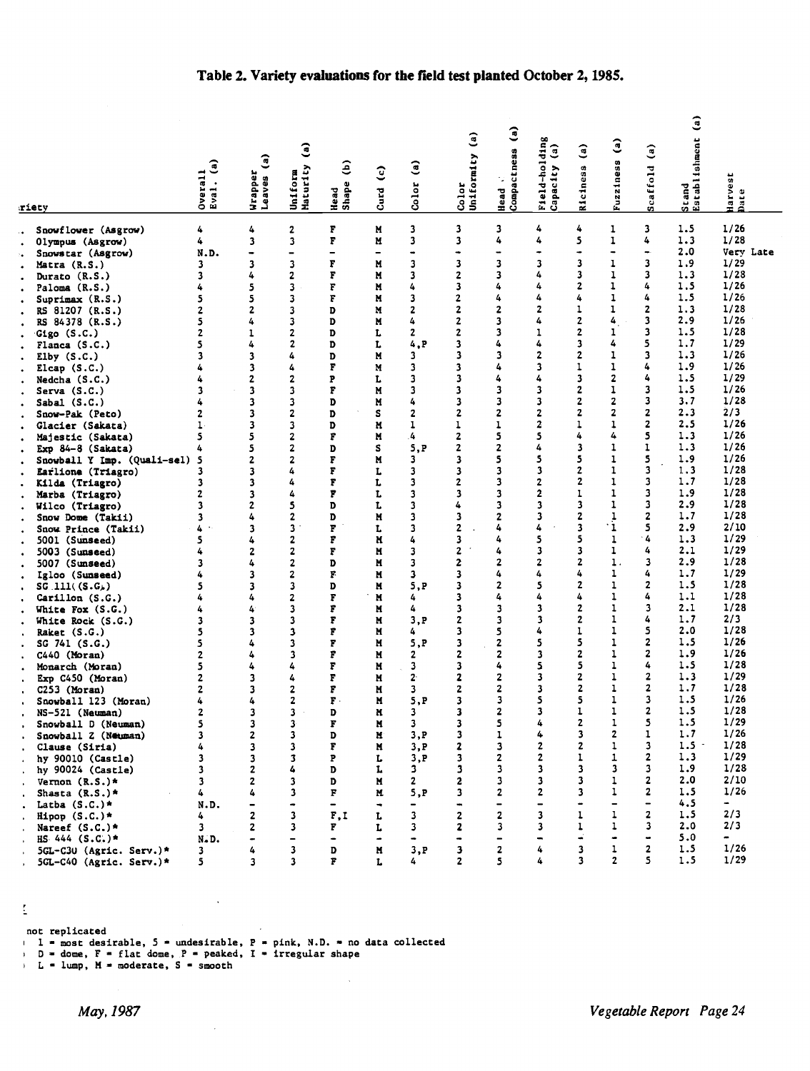## Table 2. Variety evaluations for the field test planted October 2, 1985.

| Variety | Overall Eval. (a) | Wrapper Leaves (a) | Uniform Maturity (a) | Head Shape (b) | Curd (c) | Color (a) | Color Uniformity (a) | Head Compactness (a) | Field-holding Capacity (a) | Riciness (a) | Fuzziness (a) | Scaffold (a) | Stand Establishment (a) | Harvest Date |
|---|---|---|---|---|---|---|---|---|---|---|---|---|---|---|
| Snowflower (Asgrow) | 4 | 4 | 2 | F | M | 3 | 3 | 3 | 4 | 4 | 1 | 3 | 1.5 | 1/26 |
| Olympus (Asgrow) | 4 | 3 | 3 | F | M | 3 | 3 | 4 | 4 | 5 | 1 | 4 | 1.3 | 1/28 |
| Snowstar (Asgrow) | N.D. | - | - | - | - | - | - | - | - | - | - | - | 2.0 | Very Late |
| Matra (R.S.) | 3 | 3 | 3 | F | M | 3 | 3 | 3 | 3 | 3 | 1 | 3 | 1.9 | 1/29 |
| Durato (R.S.) | 3 | 4 | 2 | F | M | 3 | 2 | 3 | 4 | 3 | 1 | 3 | 1.3 | 1/28 |
| Paloma (R.S.) | 4 | 5 | 3 | F | M | 4 | 3 | 4 | 4 | 2 | 1 | 4 | 1.5 | 1/26 |
| Suprimax (R.S.) | 5 | 5 | 3 | F | M | 3 | 2 | 4 | 4 | 4 | 1 | 4 | 1.5 | 1/26 |
| RS 81207 (R.S.) | 2 | 2 | 3 | D | M | 2 | 2 | 2 | 2 | 1 | 1 | 2 | 1.3 | 1/28 |
| RS 84378 (R.S.) | 5 | 4 | 3 | D | M | 4 | 2 | 3 | 4 | 2 | 4 | 3 | 2.9 | 1/26 |
| Gigo (S.C.) | 2 | 1 | 2 | D | L | 2 | 2 | 3 | 1 | 2 | 1 | 3 | 1.5 | 1/28 |
| Flanca (S.C.) | 5 | 4 | 2 | D | L | 4,P | 3 | 4 | 4 | 3 | 4 | 5 | 1.7 | 1/29 |
| Elby (S.C.) | 3 | 3 | 4 | D | M | 3 | 3 | 3 | 2 | 2 | 1 | 3 | 1.3 | 1/26 |
| Elcap (S.C.) | 4 | 3 | 4 | F | M | 3 | 3 | 4 | 3 | 1 | 1 | 4 | 1.9 | 1/26 |
| Nedcha (S.C.) | 4 | 2 | 2 | P | L | 3 | 3 | 4 | 4 | 3 | 2 | 4 | 1.5 | 1/29 |
| Serva (S.C.) | 3 | 3 | 3 | F | M | 3 | 3 | 3 | 3 | 2 | 1 | 3 | 1.5 | 1/26 |
| Sabal (S.C.) | 4 | 3 | 3 | D | M | 4 | 3 | 3 | 3 | 2 | 2 | 3 | 3.7 | 1/28 |
| Snow-Pak (Peto) | 2 | 3 | 2 | D | S | 2 | 2 | 2 | 2 | 2 | 2 | 2 | 2.3 | 2/3 |
| Glacier (Sakata) | 1 | 3 | 3 | D | M | 1 | 1 | 1 | 2 | 1 | 1 | 2 | 2.5 | 1/26 |
| Majestic (Sakata) | 5 | 5 | 2 | F | M | 4 | 2 | 5 | 5 | 4 | 4 | 5 | 1.3 | 1/26 |
| Exp 84-8 (Sakata) | 4 | 5 | 2 | D | S | 5,P | 2 | 2 | 4 | 3 | 1 | 1 | 1.3 | 1/26 |
| Snowball Y Imp. (Quali-sel) | 5 | 2 | 2 | F | M | 3 | 3 | 5 | 5 | 5 | 1 | 5 | 1.9 | 1/26 |
| Earlione (Triagro) | 3 | 3 | 4 | F | L | 3 | 3 | 3 | 3 | 2 | 1 | 3 | 1.3 | 1/28 |
| Kilda (Triagro) | 3 | 3 | 4 | F | L | 3 | 2 | 3 | 2 | 2 | 1 | 3 | 1.7 | 1/28 |
| Marba (Triagro) | 2 | 3 | 4 | F | L | 3 | 3 | 3 | 2 | 1 | 1 | 3 | 1.9 | 1/28 |
| Wilco (Triagro) | 3 | 2 | 5 | D | L | 3 | 4 | 3 | 3 | 3 | 1 | 3 | 2.9 | 1/28 |
| Snow Dome (Takii) | 3 | 4 | 2 | D | M | 3 | 3 | 2 | 3 | 2 | 1 | 2 | 1.7 | 1/28 |
| Snow Prince (Takii) | 4 | 3 | 3 | F | L | 3 | 2 | 4 | 4 | 3 | 1 | 5 | 2.9 | 2/10 |
| 5001 (Sunseed) | 5 | 4 | 2 | F | M | 4 | 3 | 4 | 5 | 5 | 1 | 4 | 1.3 | 1/29 |
| 5003 (Sunseed) | 4 | 2 | 2 | F | M | 3 | 2 | 4 | 3 | 3 | 1 | 4 | 2.1 | 1/29 |
| 5007 (Sunseed) | 3 | 4 | 2 | D | M | 3 | 2 | 2 | 2 | 2 | 1 | 3 | 2.9 | 1/28 |
| Igloo (Sunseed) | 4 | 3 | 2 | F | M | 3 | 3 | 4 | 4 | 4 | 1 | 4 | 1.7 | 1/29 |
| SG 111 (S.G.) | 5 | 3 | 3 | D | M | 5,P | 3 | 2 | 5 | 2 | 1 | 2 | 1.5 | 1/28 |
| Carillon (S.G.) | 4 | 4 | 2 | F | M | 4 | 3 | 4 | 4 | 4 | 1 | 4 | 1.1 | 1/28 |
| White Fox (S.G.) | 4 | 4 | 3 | F | M | 4 | 3 | 3 | 3 | 2 | 1 | 3 | 2.1 | 1/28 |
| White Rock (S.G.) | 3 | 3 | 3 | F | M | 3,P | 2 | 3 | 3 | 2 | 1 | 4 | 1.7 | 2/3 |
| Raket (S.G.) | 5 | 3 | 3 | F | M | 4 | 3 | 5 | 4 | 1 | 1 | 5 | 2.0 | 1/28 |
| SG 741 (S.G.) | 5 | 4 | 3 | F | M | 5,P | 3 | 2 | 5 | 5 | 1 | 2 | 1.5 | 1/26 |
| C440 (Moran) | 2 | 4 | 3 | F | M | 2 | 2 | 2 | 3 | 2 | 1 | 2 | 1.9 | 1/26 |
| Monarch (Moran) | 5 | 4 | 4 | F | M | 3 | 3 | 4 | 5 | 5 | 1 | 4 | 1.5 | 1/28 |
| Exp C450 (Moran) | 2 | 3 | 4 | F | M | 2 | 2 | 2 | 3 | 2 | 1 | 2 | 1.3 | 1/29 |
| C253 (Moran) | 2 | 3 | 2 | F | M | 3 | 2 | 2 | 3 | 2 | 1 | 2 | 1.7 | 1/28 |
| Snowball 123 (Moran) | 4 | 4 | 2 | F | M | 5,P | 3 | 3 | 5 | 5 | 1 | 3 | 1.5 | 1/26 |
| NS-521 (Neuman) | 2 | 3 | 3 | D | M | 3 | 3 | 2 | 3 | 1 | 1 | 2 | 1.5 | 1/28 |
| Snowball D (Neuman) | 5 | 3 | 3 | F | M | 3 | 3 | 5 | 4 | 2 | 1 | 5 | 1.5 | 1/29 |
| Snowball Z (Neuman) | 3 | 2 | 3 | D | M | 3,P | 3 | 1 | 4 | 3 | 2 | 1 | 1.7 | 1/26 |
| Clause (Siria) | 4 | 3 | 3 | F | M | 3,P | 2 | 3 | 2 | 2 | 1 | 3 | 1.5 | 1/28 |
| hy 90010 (Castle) | 3 | 3 | 3 | P | L | 3,P | 3 | 2 | 2 | 1 | 1 | 2 | 1.3 | 1/29 |
| hy 90024 (Castle) | 3 | 2 | 4 | D | L | 3 | 3 | 3 | 3 | 3 | 3 | 3 | 1.9 | 1/28 |
| Vernon (R.S.)* | 3 | 2 | 3 | D | M | 2 | 2 | 3 | 3 | 3 | 1 | 2 | 2.0 | 2/10 |
| Shasta (R.S.)* | 4 | 4 | 3 | F | M | 5,P | 3 | 2 | 2 | 3 | 1 | 2 | 1.5 | 1/26 |
| Latba (S.C.)* | N.D. | - | - | - | - | - | - | - | - | - | - | - | 4.5 | - |
| Hipop (S.C.)* | 4 | 2 | 3 | F,I | L | 3 | 2 | 2 | 3 | 1 | 1 | 2 | 1.5 | 2/3 |
| Nareef (S.C.)* | 3 | 2 | 3 | F | L | 3 | 2 | 3 | 3 | 1 | 1 | 3 | 2.0 | 2/3 |
| HS 444 (S.C.)* | N.D. | - | - | - | - | - | - | - | - | - | - | - | 5.0 | - |
| SGL-C30 (Agric. Serv.)* | 3 | 4 | 3 | D | M | 3,P | 3 | 2 | 4 | 3 | 1 | 2 | 1.5 | 1/26 |
| SGL-C40 (Agric. Serv.)* | 5 | 3 | 3 | F | L | 4 | 2 | 5 | 4 | 3 | 2 | 5 | 1.5 | 1/29 |

\* not replicated
(a) 1 = most desirable, 5 = undesirable, P = pink, N.D. = no data collected
(b) D = dome, F = flat dome, P = peaked, I = irregular shape
(c) L = lump, M = moderate, S = smooth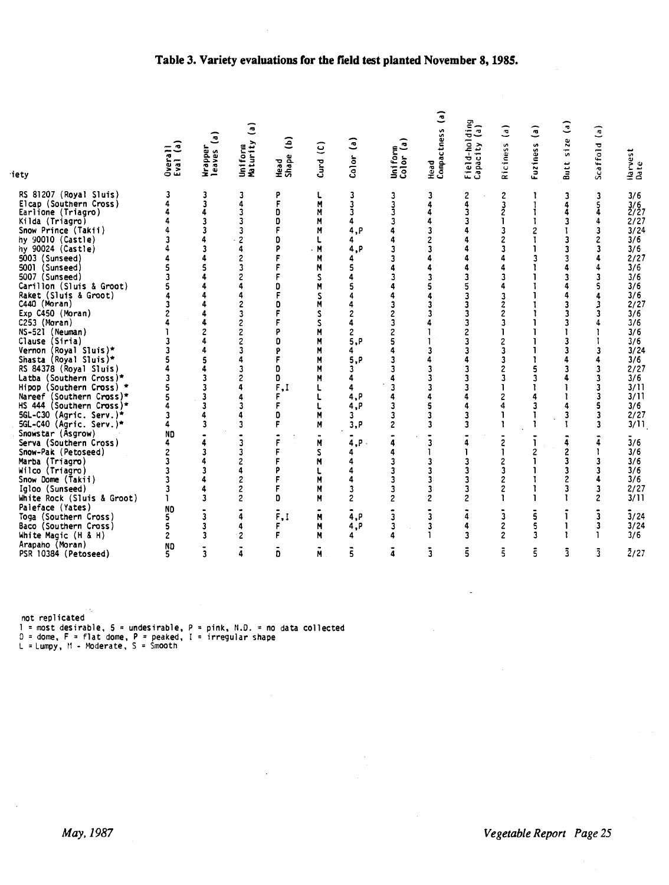# Table 3. Variety evaluations for the field test planted November 8, 1985.

| Variety | Overall Eval (a) | Wrapper leaves (a) | Uniform Maturity (a) | Head Shape (b) | Curd (C) | Color (a) | Uniform Color (a) | Head Compactness (a) | Field-holding Capacity (a) | Riciness (a) | Fuziness (a) | Butt size (a) | Scaffold (a) | Harvest Date |
|---|---|---|---|---|---|---|---|---|---|---|---|---|---|---|
| RS 81207 (Royal Sluis) | 3 | 3 | 3 | P | L | 3 | 3 | 3 | 2 | 2 | 1 | 3 | 3 | 3/6 |
| Elcap (Southern Cross) | 4 | 3 | 4 | F | M | 3 | 3 | 4 | 4 | 3 | 1 | 4 | 5 | 3/6 |
| Earlione (Triagro) | 4 | 4 | 3 | D | M | 3 | 3 | 4 | 3 | 2 | 1 | 4 | 4 | 2/27 |
| Kilda (Triagro) | 4 | 3 | 3 | D | M | 4 | 3 | 4 | 3 | 1 | 1 | 3 | 4 | 2/27 |
| Snow Prince (Takii) | 4 | 3 | 3 | F | M | 4,P | 4 | 3 | 4 | 3 | 2 | 1 | 3 | 3/24 |
| hy 90010 (Castle) | 3 | 4 | 2 | D | L | 4 | 4 | 2 | 4 | 2 | 1 | 3 | 2 | 3/6 |
| hy 90024 (Castle) | 4 | 3 | 4 | P | M | 4,P | 3 | 3 | 4 | 3 | 1 | 3 | 3 | 3/6 |
| 5003 (Sunseed) | 4 | 4 | 2 | F | M | 4 | 3 | 4 | 4 | 4 | 3 | 3 | 4 | 2/27 |
| 5001 (Sunseed) | 5 | 5 | 3 | F | M | 5 | 4 | 4 | 4 | 4 | 1 | 4 | 4 | 3/6 |
| 5007 (Sunseed) | 3 | 4 | 2 | F | S | 4 | 3 | 3 | 3 | 3 | 1 | 3 | 3 | 3/6 |
| Carillon (Sluis & Groot) | 5 | 4 | 4 | D | M | 5 | 4 | 5 | 5 | 4 | 1 | 4 | 5 | 3/6 |
| Raket (Sluis & Groot) | 4 | 4 | 4 | F | S | 4 | 4 | 4 | 3 | 3 | 1 | 4 | 4 | 3/6 |
| C440 (Moran) | 3 | 4 | 2 | D | M | 4 | 3 | 3 | 3 | 2 | 1 | 3 | 3 | 2/27 |
| Exp C450 (Moran) | 2 | 4 | 3 | F | S | 2 | 2 | 3 | 3 | 2 | 1 | 3 | 3 | 3/6 |
| C253 (Moran) | 4 | 4 | 2 | F | S | 4 | 3 | 4 | 3 | 3 | 1 | 3 | 4 | 3/6 |
| NS-521 (Neuman) | 1 | 2 | 2 | P | M | 2 | 2 | 1 | 2 | 1 | 1 | 1 | 1 | 3/6 |
| Clause (Siria) | 3 | 4 | 2 | D | M | 5,P | 5 | 1 | 3 | 2 | 1 | 3 | 1 | 3/6 |
| Vernon (Royal Sluis)* | 3 | 4 | 3 | P | M | 4 | 4 | 3 | 3 | 3 | 1 | 3 | 3 | 3/24 |
| Shasta (Royal Sluis)* | 5 | 5 | 4 | F | M | 5,P | 3 | 4 | 4 | 3 | 1 | 4 | 4 | 3/6 |
| RS 84378 (Royal Sluis) | 4 | 4 | 3 | D | M | 3 | 3 | 3 | 3 | 2 | 5 | 3 | 3 | 2/27 |
| Latba (Southern Cross)* | 3 | 3 | 2 | D | M | 4 | 4 | 3 | 3 | 3 | 3 | 4 | 3 | 3/6 |
| Hipop (Southern Cross) * | 5 | 3 | 4 | F,I | L | 4 | 3 | 3 | 3 | 1 | 1 | 1 | 3 | 3/11 |
| Nareef (Southern Cross)* | 5 | 3 | 4 | F | L | 4,P | 4 | 4 | 4 | 2 | 4 | 1 | 3 | 3/11 |
| HS 444 (Southern Cross)* | 4 | 3 | 3 | F | L | 4,P | 3 | 5 | 4 | 4 | 3 | 4 | 5 | 3/6 |
| SGL-C30 (Agric. Serv.)* | 3 | 4 | 4 | D | M | 3 | 3 | 3 | 3 | 1 | 1 | 3 | 3 | 2/27 |
| SGL-C40 (Agric. Serv.)* | 4 | 3 | 3 | F | M | 3,P | 2 | 3 | 3 | 1 | 1 | 1 | 3 | 3/11 |
| Snowstar (Asgrow) | ND | - | - | - | - | - | - | - | - | - | - | - | - | - |
| Serva (Southern Cross) | 4 | 4 | 3 | F | M | 4,P | 4 | 3 | 4 | 2 | 1 | 4 | 4 | 3/6 |
| Snow-Pak (Petoseed) | 2 | 3 | 3 | F | S | 4 | 4 | 1 | 1 | 1 | 2 | 2 | 1 | 3/6 |
| Marba (Triagro) | 3 | 4 | 2 | F | M | 4 | 3 | 3 | 3 | 2 | 1 | 3 | 3 | 3/6 |
| Wilco (Triagro) | 3 | 3 | 4 | P | L | 4 | 3 | 3 | 3 | 3 | 1 | 3 | 3 | 3/6 |
| Snow Dome (Takii) | 3 | 4 | 2 | F | M | 4 | 3 | 3 | 3 | 2 | 1 | 2 | 4 | 3/6 |
| Igloo (Sunseed) | 3 | 4 | 2 | F | M | 3 | 3 | 3 | 3 | 2 | 1 | 3 | 3 | 2/27 |
| White Rock (Sluis & Groot) | 1 | 3 | 2 | D | M | 2 | 2 | 2 | 2 | 1 | 1 | 1 | 2 | 3/11 |
| Paleface (Yates) | ND | - | - | - | - | - | - | - | - | - | - | - | - | - |
| Toga (Southern Cross) | 5 | 3 | 4 | F,I | M | 4,P | 3 | 3 | 4 | 3 | 5 | 1 | 3 | 3/24 |
| Baco (Southern Cross) | 5 | 3 | 4 | F | M | 4,P | 3 | 3 | 4 | 2 | 5 | 1 | 3 | 3/24 |
| White Magic (H & H) | 2 | 3 | 2 | F | M | 4 | 4 | 1 | 3 | 2 | 3 | 1 | 1 | 3/6 |
| Arapaho (Moran) | ND | - | - | - | - | - | - | - | - | - | - | - | - | - |
| PSR 10384 (Petoseed) | 5 | 3 | 4 | D | M | 5 | 4 | 3 | 5 | 5 | 5 | 3 | 3 | 2/27 |

\* not replicated
(a) 1 = most desirable, 5 = undesirable, P = pink, N.D. = no data collected
(b) D = dome, F = flat dome, P = peaked, I = irregular shape
(c) L = Lumpy, M - Moderate, S = Smooth